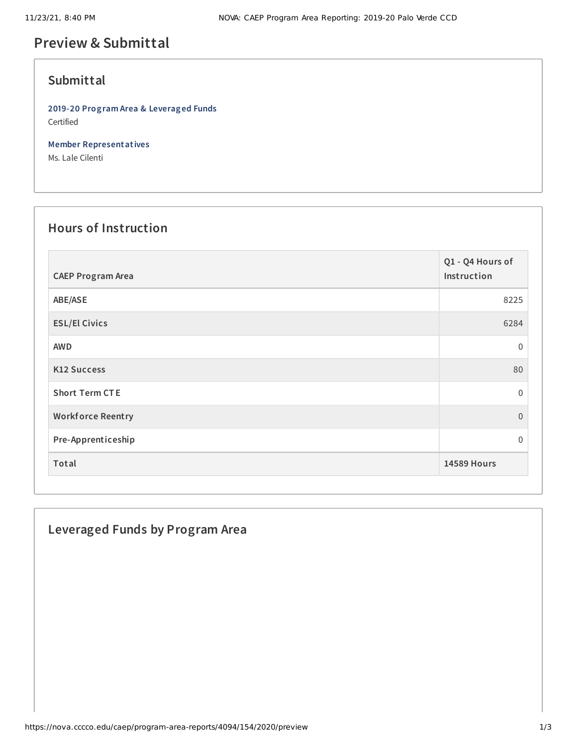# Preview & Submittal

## Submittal

**2019-20 Program Area & Leveraged Funds**
Certified

**Member Representatives**
Ms. Lale Cilenti

## Hours of Instruction

| CAEP Program Area | Q1 - Q4 Hours of Instruction |
|---|---|
| ABE/ASE | 8225 |
| ESL/El Civics | 6284 |
| AWD | 0 |
| K12 Success | 80 |
| Short Term CTE | 0 |
| Workforce Reentry | 0 |
| Pre-Apprenticeship | 0 |
| **Total** | **14589 Hours** |

## Leveraged Funds by Program Area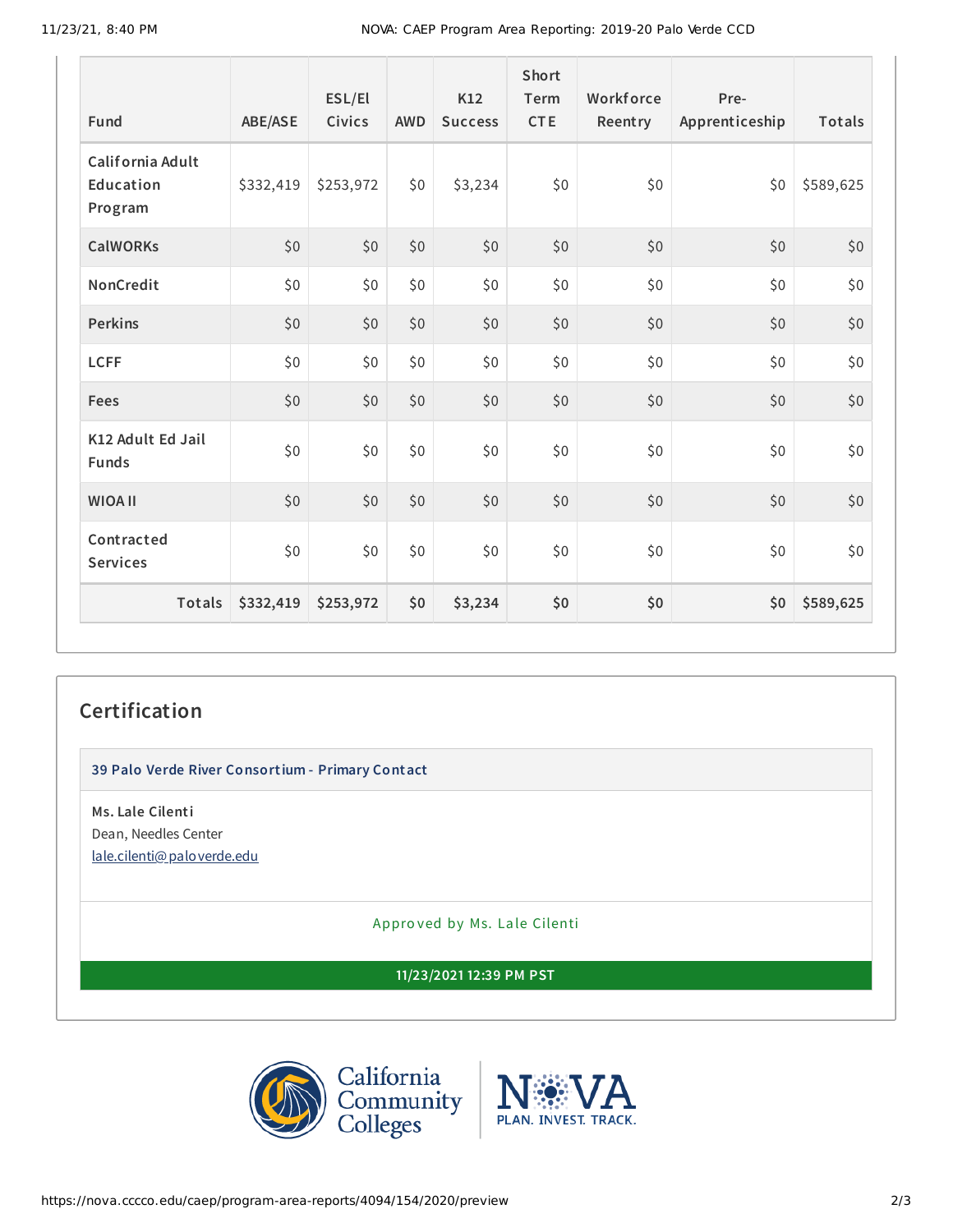| Fund | ABE/ASE | ESL/El Civics | AWD | K12 Success | Short Term CTE | Workforce Reentry | Pre-Apprenticeship | Totals |
|---|---|---|---|---|---|---|---|---|
| California Adult Education Program | $332,419 | $253,972 | $0 | $3,234 | $0 | $0 | $0 | $589,625 |
| CalWORKs | $0 | $0 | $0 | $0 | $0 | $0 | $0 | $0 |
| NonCredit | $0 | $0 | $0 | $0 | $0 | $0 | $0 | $0 |
| Perkins | $0 | $0 | $0 | $0 | $0 | $0 | $0 | $0 |
| LCFF | $0 | $0 | $0 | $0 | $0 | $0 | $0 | $0 |
| Fees | $0 | $0 | $0 | $0 | $0 | $0 | $0 | $0 |
| K12 Adult Ed Jail Funds | $0 | $0 | $0 | $0 | $0 | $0 | $0 | $0 |
| WIOA II | $0 | $0 | $0 | $0 | $0 | $0 | $0 | $0 |
| Contracted Services | $0 | $0 | $0 | $0 | $0 | $0 | $0 | $0 |
| **Totals** | **$332,419** | **$253,972** | **$0** | **$3,234** | **$0** | **$0** | **$0** | **$589,625** |

## Certification

**39 Palo Verde River Consortium - Primary Contact**

**Ms. Lale Cilenti**
Dean, Needles Center
lale.cilenti@paloverde.edu

Approved by Ms. Lale Cilenti

**11/23/2021 12:39 PM PST**

California Community Colleges

NOVA PLAN. INVEST. TRACK.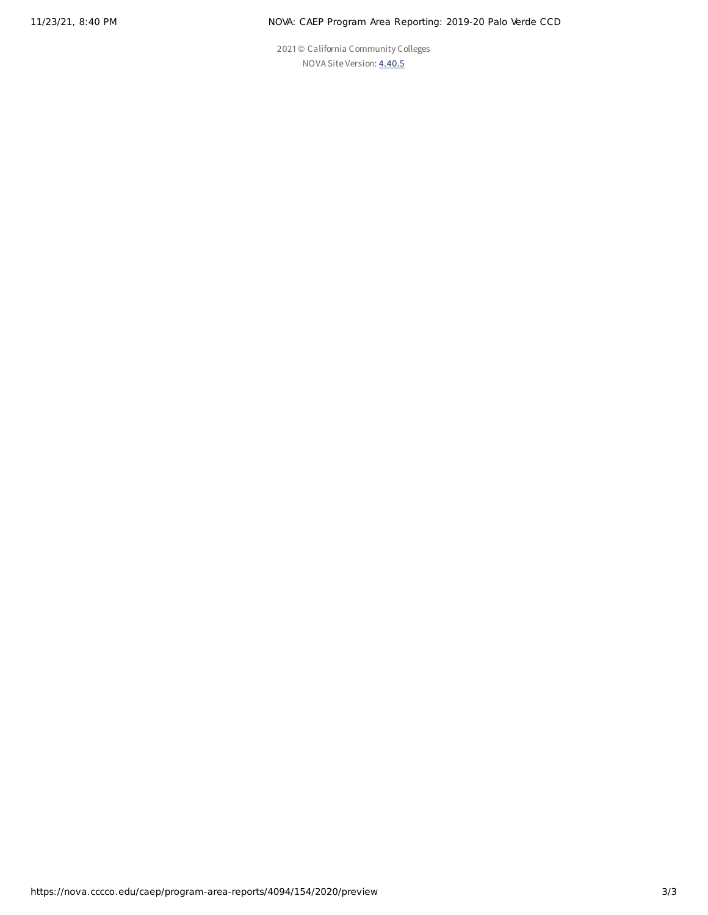2021 © California Community Colleges

NOVA Site Version: 4.40.5